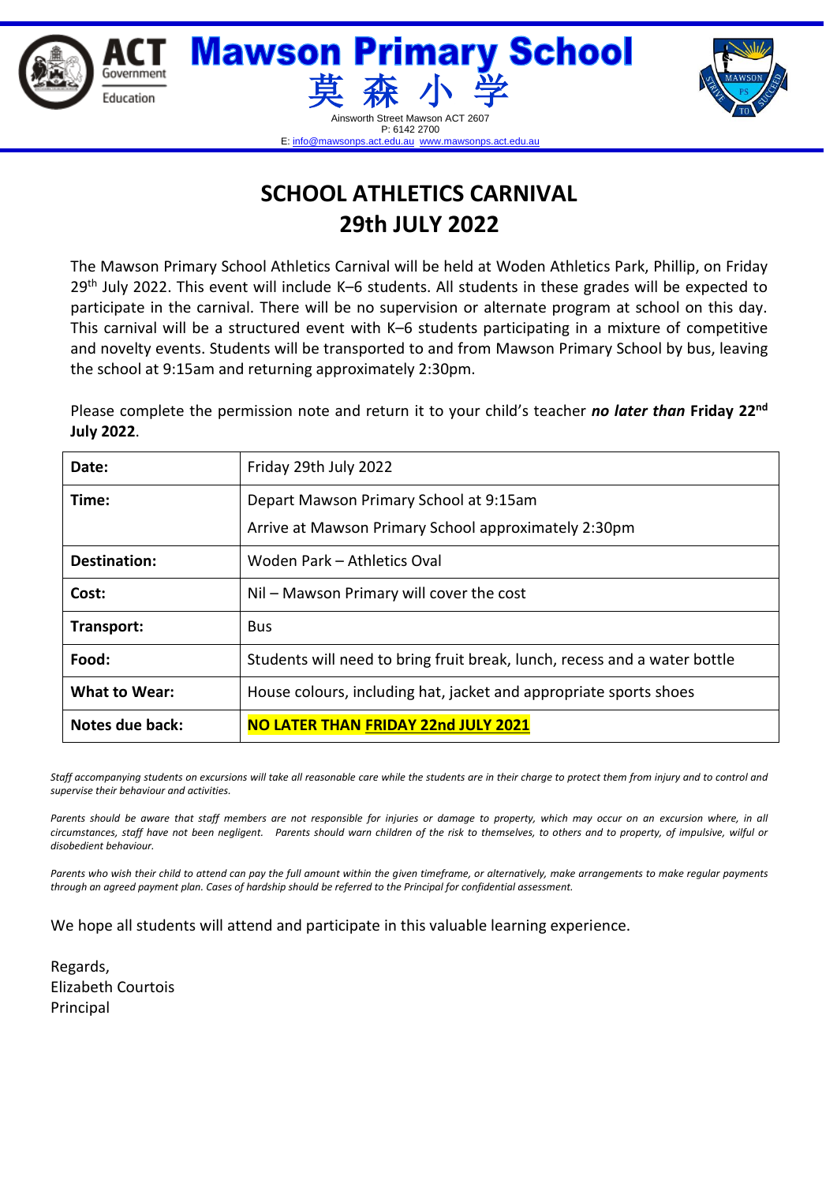# Mawson Primary School
# 莫森小学

Ainsworth Street Mawson ACT 2607
P: 6142 2700
E: info@mawsonps.act.edu.au www.mawsonps.act.edu.au

## SCHOOL ATHLETICS CARNIVAL
## 29th JULY 2022

The Mawson Primary School Athletics Carnival will be held at Woden Athletics Park, Phillip, on Friday 29th July 2022. This event will include K–6 students. All students in these grades will be expected to participate in the carnival. There will be no supervision or alternate program at school on this day. This carnival will be a structured event with K–6 students participating in a mixture of competitive and novelty events. Students will be transported to and from Mawson Primary School by bus, leaving the school at 9:15am and returning approximately 2:30pm.

Please complete the permission note and return it to your child's teacher ***no later than*** **Friday 22nd July 2022**.

| | |
|---|---|
| **Date:** | Friday 29th July 2022 |
| **Time:** | Depart Mawson Primary School at 9:15am<br>Arrive at Mawson Primary School approximately 2:30pm |
| **Destination:** | Woden Park – Athletics Oval |
| **Cost:** | Nil – Mawson Primary will cover the cost |
| **Transport:** | Bus |
| **Food:** | Students will need to bring fruit break, lunch, recess and a water bottle |
| **What to Wear:** | House colours, including hat, jacket and appropriate sports shoes |
| **Notes due back:** | **NO LATER THAN FRIDAY 22nd JULY 2021** |

*Staff accompanying students on excursions will take all reasonable care while the students are in their charge to protect them from injury and to control and supervise their behaviour and activities.*

*Parents should be aware that staff members are not responsible for injuries or damage to property, which may occur on an excursion where, in all circumstances, staff have not been negligent. Parents should warn children of the risk to themselves, to others and to property, of impulsive, wilful or disobedient behaviour.*

*Parents who wish their child to attend can pay the full amount within the given timeframe, or alternatively, make arrangements to make regular payments through an agreed payment plan. Cases of hardship should be referred to the Principal for confidential assessment.*

We hope all students will attend and participate in this valuable learning experience.

Regards,
Elizabeth Courtois
Principal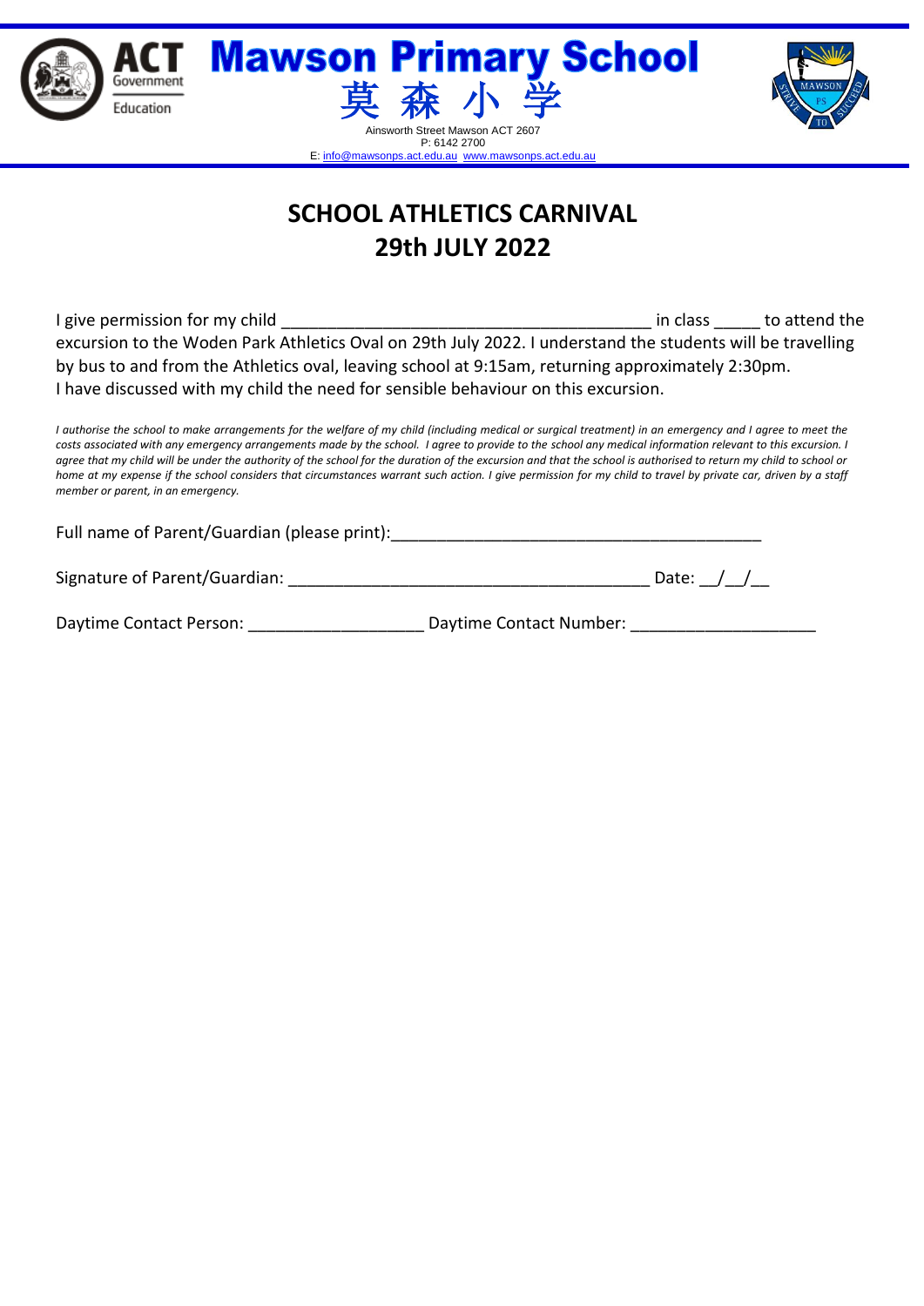Mawson Primary School

莫 森 小 学

Ainsworth Street Mawson ACT 2607
P: 6142 2700
E: info@mawsonps.act.edu.au www.mawsonps.act.edu.au

# SCHOOL ATHLETICS CARNIVAL
# 29th JULY 2022

I give permission for my child ________________________________________ in class _____ to attend the excursion to the Woden Park Athletics Oval on 29th July 2022. I understand the students will be travelling by bus to and from the Athletics oval, leaving school at 9:15am, returning approximately 2:30pm.
I have discussed with my child the need for sensible behaviour on this excursion.

*I authorise the school to make arrangements for the welfare of my child (including medical or surgical treatment) in an emergency and I agree to meet the costs associated with any emergency arrangements made by the school. I agree to provide to the school any medical information relevant to this excursion. I agree that my child will be under the authority of the school for the duration of the excursion and that the school is authorised to return my child to school or home at my expense if the school considers that circumstances warrant such action. I give permission for my child to travel by private car, driven by a staff member or parent, in an emergency.*

Full name of Parent/Guardian (please print):________________________________________

Signature of Parent/Guardian: ________________________________________ Date: __/__/__

Daytime Contact Person: ___________________ Daytime Contact Number: ____________________